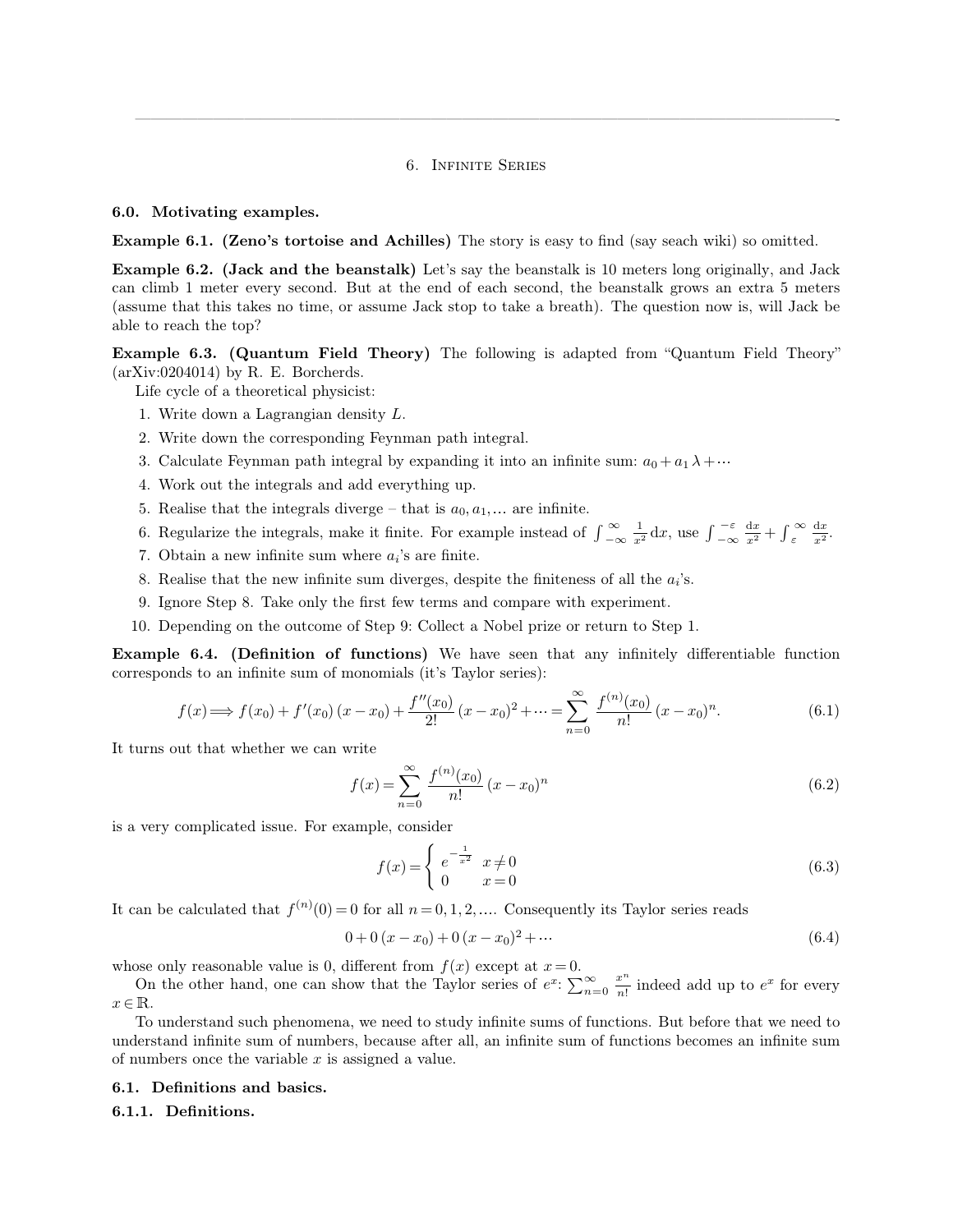# 6. Infinite Series

## 6.0. Motivating examples.

**Example 6.1. (Zeno's tortoise and Achilles)** The story is easy to find (say seach wiki) so omitted.

**Example 6.2. (Jack and the beanstalk)** Let's say the beanstalk is 10 meters long originally, and Jack can climb 1 meter every second. But at the end of each second, the beanstalk grows an extra 5 meters (assume that this takes no time, or assume Jack stop to take a breath). The question now is, will Jack be able to reach the top?

**Example 6.3. (Quantum Field Theory)** The following is adapted from "Quantum Field Theory" (arXiv:0204014) by R. E. Borcherds.

Life cycle of a theoretical physicist:

1. Write down a Lagrangian density $L$.
2. Write down the corresponding Feynman path integral.
3. Calculate Feynman path integral by expanding it into an infinite sum: $a_0 + a_1 \lambda + \cdots$
4. Work out the integrals and add everything up.
5. Realise that the integrals diverge – that is $a_0, a_1, \ldots$ are infinite.
6. Regularize the integrals, make it finite. For example instead of $\int_{-\infty}^{\infty} \frac{1}{x^2} \mathrm{d}x$, use $\int_{-\infty}^{-\varepsilon} \frac{\mathrm{d}x}{x^2} + \int_{\varepsilon}^{\infty} \frac{\mathrm{d}x}{x^2}$.
7. Obtain a new infinite sum where $a_i$'s are finite.
8. Realise that the new infinite sum diverges, despite the finiteness of all the $a_i$'s.
9. Ignore Step 8. Take only the first few terms and compare with experiment.
10. Depending on the outcome of Step 9: Collect a Nobel prize or return to Step 1.

**Example 6.4. (Definition of functions)** We have seen that any infinitely differentiable function corresponds to an infinite sum of monomials (it's Taylor series):

$$f(x) \Longrightarrow f(x_0) + f'(x_0)(x - x_0) + \frac{f''(x_0)}{2!}(x - x_0)^2 + \cdots = \sum_{n=0}^{\infty} \frac{f^{(n)}(x_0)}{n!}(x - x_0)^n. \tag{6.1}$$

It turns out that whether we can write

$$f(x) = \sum_{n=0}^{\infty} \frac{f^{(n)}(x_0)}{n!}(x - x_0)^n \tag{6.2}$$

is a very complicated issue. For example, consider

$$f(x) = \begin{cases} e^{-\frac{1}{x^2}} & x \neq 0 \\ 0 & x = 0 \end{cases} \tag{6.3}$$

It can be calculated that $f^{(n)}(0) = 0$ for all $n = 0, 1, 2, \ldots$. Consequently its Taylor series reads

$$0 + 0\,(x - x_0) + 0\,(x - x_0)^2 + \cdots \tag{6.4}$$

whose only reasonable value is 0, different from $f(x)$ except at $x = 0$.

On the other hand, one can show that the Taylor series of $e^x$: $\sum_{n=0}^{\infty} \frac{x^n}{n!}$ indeed add up to $e^x$ for every $x \in \mathbb{R}$.

To understand such phenomena, we need to study infinite sums of functions. But before that we need to understand infinite sum of numbers, because after all, an infinite sum of functions becomes an infinite sum of numbers once the variable $x$ is assigned a value.

## 6.1. Definitions and basics.

### 6.1.1. Definitions.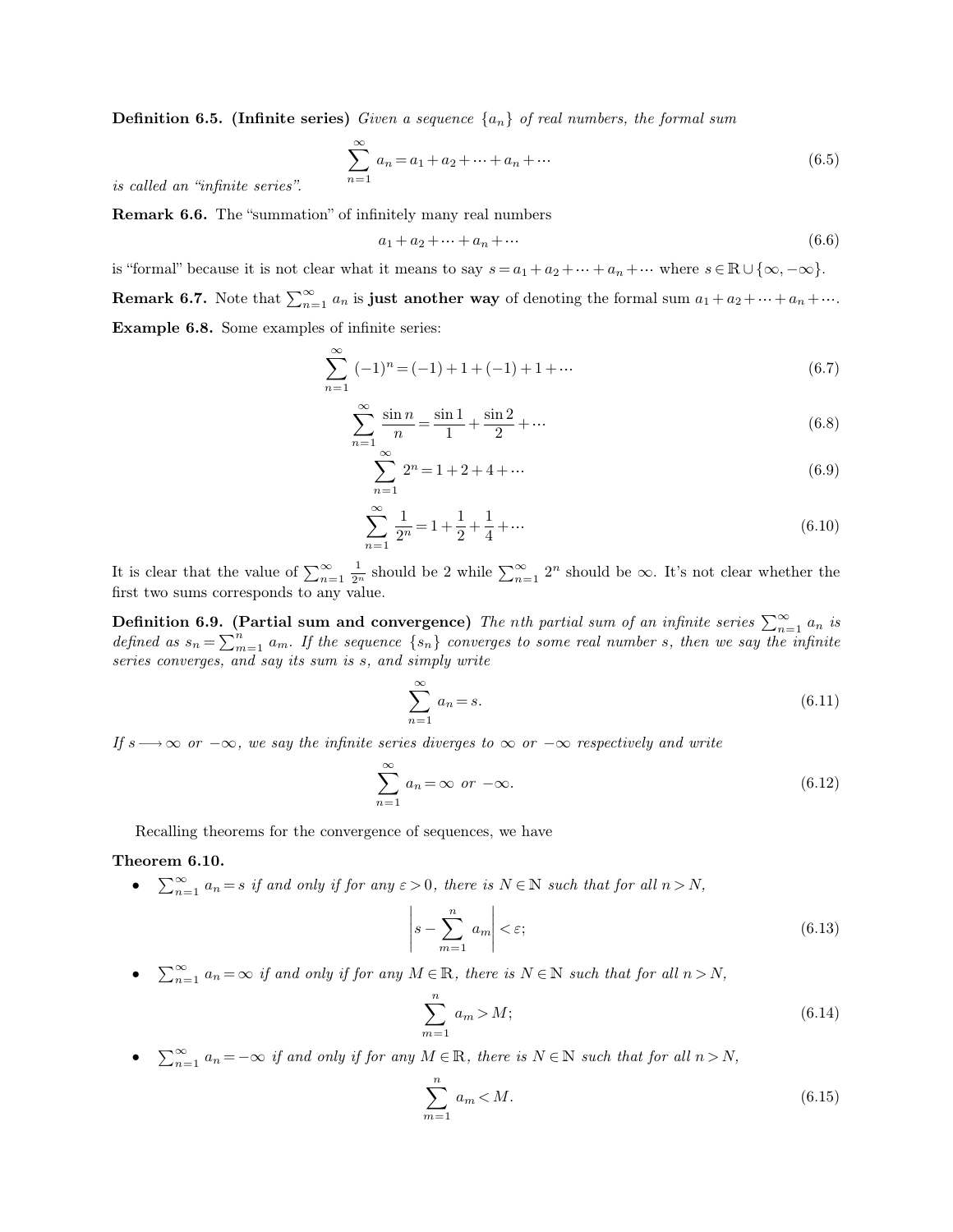**Definition 6.5. (Infinite series)** *Given a sequence $\{a_n\}$ of real numbers, the formal sum*

$$\sum_{n=1}^{\infty} a_n = a_1 + a_2 + \cdots + a_n + \cdots \tag{6.5}$$

*is called an "infinite series".*

**Remark 6.6.** The "summation" of infinitely many real numbers

$$a_1 + a_2 + \cdots + a_n + \cdots \tag{6.6}$$

is "formal" because it is not clear what it means to say $s = a_1 + a_2 + \cdots + a_n + \cdots$ where $s \in \mathbb{R} \cup \{\infty, -\infty\}$.

**Remark 6.7.** Note that $\sum_{n=1}^{\infty} a_n$ is **just another way** of denoting the formal sum $a_1 + a_2 + \cdots + a_n + \cdots$.

**Example 6.8.** Some examples of infinite series:

$$\sum_{n=1}^{\infty} (-1)^n = (-1) + 1 + (-1) + 1 + \cdots \tag{6.7}$$

$$\sum_{n=1}^{\infty} \frac{\sin n}{n} = \frac{\sin 1}{1} + \frac{\sin 2}{2} + \cdots \tag{6.8}$$

$$\sum_{n=1}^{\infty} 2^n = 1 + 2 + 4 + \cdots \tag{6.9}$$

$$\sum_{n=1}^{\infty} \frac{1}{2^n} = 1 + \frac{1}{2} + \frac{1}{4} + \cdots \tag{6.10}$$

It is clear that the value of $\sum_{n=1}^{\infty} \frac{1}{2^n}$ should be 2 while $\sum_{n=1}^{\infty} 2^n$ should be $\infty$. It's not clear whether the first two sums corresponds to any value.

**Definition 6.9. (Partial sum and convergence)** *The $n$th partial sum of an infinite series $\sum_{n=1}^{\infty} a_n$ is defined as $s_n = \sum_{m=1}^{n} a_m$. If the sequence $\{s_n\}$ converges to some real number $s$, then we say the infinite series converges, and say its sum is $s$, and simply write*

$$\sum_{n=1}^{\infty} a_n = s. \tag{6.11}$$

*If $s \longrightarrow \infty$ or $-\infty$, we say the infinite series diverges to $\infty$ or $-\infty$ respectively and write*

$$\sum_{n=1}^{\infty} a_n = \infty \text{ or } -\infty. \tag{6.12}$$

Recalling theorems for the convergence of sequences, we have

**Theorem 6.10.**

- $\sum_{n=1}^{\infty} a_n = s$ *if and only if for any $\varepsilon > 0$, there is $N \in \mathbb{N}$ such that for all $n > N$,*

$$\left| s - \sum_{m=1}^{n} a_m \right| < \varepsilon; \tag{6.13}$$

- $\sum_{n=1}^{\infty} a_n = \infty$ *if and only if for any $M \in \mathbb{R}$, there is $N \in \mathbb{N}$ such that for all $n > N$,*

$$\sum_{m=1}^{n} a_m > M; \tag{6.14}$$

- $\sum_{n=1}^{\infty} a_n = -\infty$ *if and only if for any $M \in \mathbb{R}$, there is $N \in \mathbb{N}$ such that for all $n > N$,*

$$\sum_{m=1}^{n} a_m < M. \tag{6.15}$$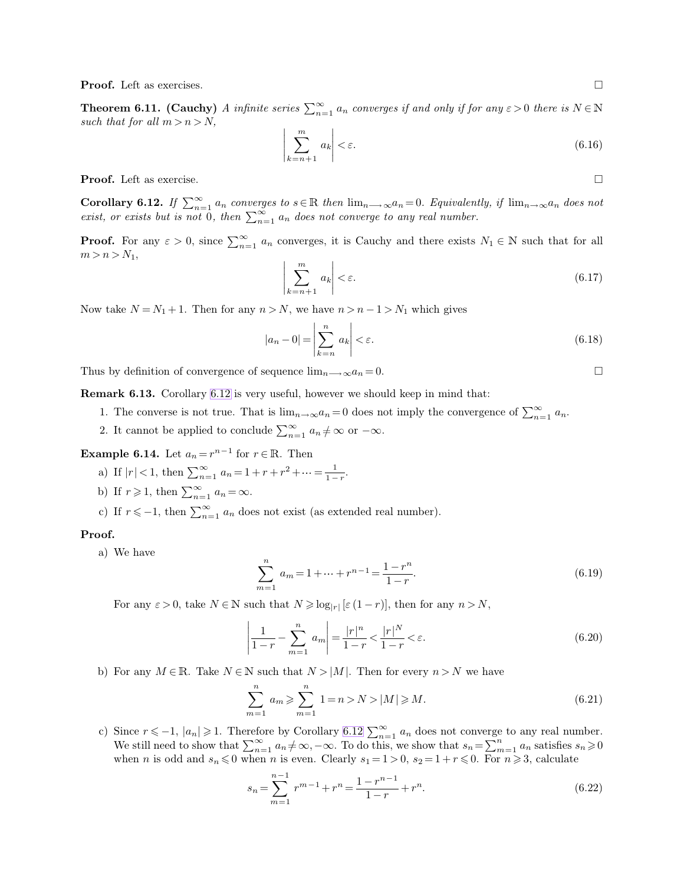**Proof.** Left as exercises. □

**Theorem 6.11. (Cauchy)** *A infinite series $\sum_{n=1}^{\infty} a_n$ converges if and only if for any $\varepsilon > 0$ there is $N \in \mathbb{N}$ such that for all $m > n > N$,*

$$\left| \sum_{k=n+1}^{m} a_k \right| < \varepsilon. \tag{6.16}$$

**Proof.** Left as exercise. □

**Corollary 6.12.** *If $\sum_{n=1}^{\infty} a_n$ converges to $s \in \mathbb{R}$ then $\lim_{n \longrightarrow \infty} a_n = 0$. Equivalently, if $\lim_{n \to \infty} a_n$ does not exist, or exists but is not 0, then $\sum_{n=1}^{\infty} a_n$ does not converge to any real number.*

**Proof.** For any $\varepsilon > 0$, since $\sum_{n=1}^{\infty} a_n$ converges, it is Cauchy and there exists $N_1 \in \mathbb{N}$ such that for all $m > n > N_1$,

$$\left| \sum_{k=n+1}^{m} a_k \right| < \varepsilon. \tag{6.17}$$

Now take $N = N_1 + 1$. Then for any $n > N$, we have $n > n - 1 > N_1$ which gives

$$|a_n - 0| = \left| \sum_{k=n}^{n} a_k \right| < \varepsilon. \tag{6.18}$$

Thus by definition of convergence of sequence $\lim_{n \longrightarrow \infty} a_n = 0$. □

**Remark 6.13.** Corollary 6.12 is very useful, however we should keep in mind that:

1. The converse is not true. That is $\lim_{n \to \infty} a_n = 0$ does not imply the convergence of $\sum_{n=1}^{\infty} a_n$.
2. It cannot be applied to conclude $\sum_{n=1}^{\infty} a_n \neq \infty$ or $-\infty$.

**Example 6.14.** Let $a_n = r^{n-1}$ for $r \in \mathbb{R}$. Then

a) If $|r| < 1$, then $\sum_{n=1}^{\infty} a_n = 1 + r + r^2 + \cdots = \frac{1}{1-r}$.

b) If $r \geqslant 1$, then $\sum_{n=1}^{\infty} a_n = \infty$.

c) If $r \leqslant -1$, then $\sum_{n=1}^{\infty} a_n$ does not exist (as extended real number).

**Proof.**

a) We have

$$\sum_{m=1}^{n} a_m = 1 + \cdots + r^{n-1} = \frac{1 - r^n}{1 - r}. \tag{6.19}$$

For any $\varepsilon > 0$, take $N \in \mathbb{N}$ such that $N \geqslant \log_{|r|} [\varepsilon (1 - r)]$, then for any $n > N$,

$$\left| \frac{1}{1-r} - \sum_{m=1}^{n} a_m \right| = \frac{|r|^n}{1-r} < \frac{|r|^N}{1-r} < \varepsilon. \tag{6.20}$$

b) For any $M \in \mathbb{R}$. Take $N \in \mathbb{N}$ such that $N > |M|$. Then for every $n > N$ we have

$$\sum_{m=1}^{n} a_m \geqslant \sum_{m=1}^{n} 1 = n > N > |M| \geqslant M. \tag{6.21}$$

c) Since $r \leqslant -1$, $|a_n| \geqslant 1$. Therefore by Corollary 6.12 $\sum_{n=1}^{\infty} a_n$ does not converge to any real number. We still need to show that $\sum_{n=1}^{\infty} a_n \neq \infty, -\infty$. To do this, we show that $s_n = \sum_{m=1}^{n} a_n$ satisfies $s_n \geqslant 0$ when $n$ is odd and $s_n \leqslant 0$ when $n$ is even. Clearly $s_1 = 1 > 0$, $s_2 = 1 + r \leqslant 0$. For $n \geqslant 3$, calculate

$$s_n = \sum_{m=1}^{n-1} r^{m-1} + r^n = \frac{1 - r^{n-1}}{1 - r} + r^n. \tag{6.22}$$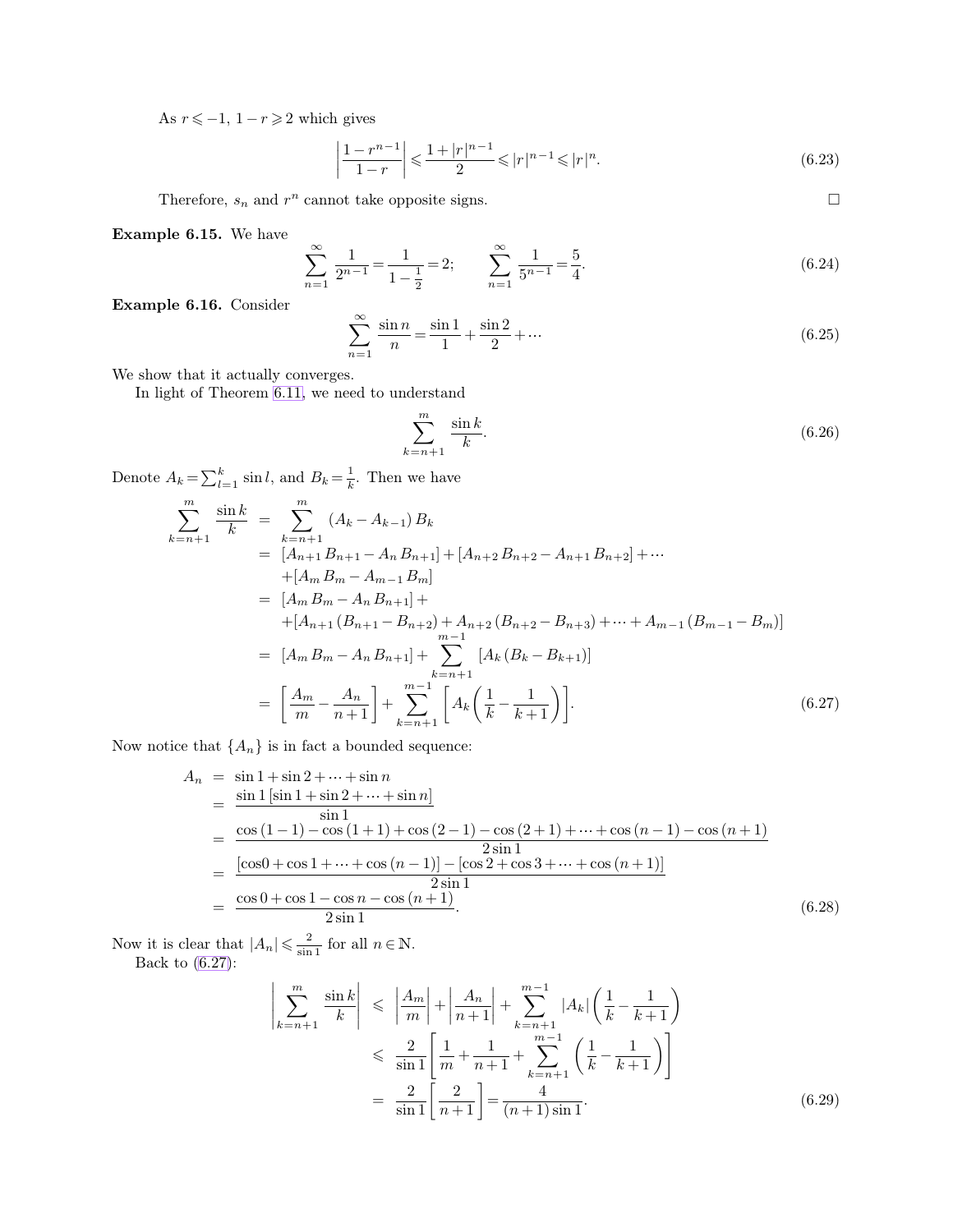As $r \leqslant -1$, $1 - r \geqslant 2$ which gives

$$\left| \frac{1 - r^{n-1}}{1 - r} \right| \leqslant \frac{1 + |r|^{n-1}}{2} \leqslant |r|^{n-1} \leqslant |r|^n. \tag{6.23}$$

Therefore, $s_n$ and $r^n$ cannot take opposite signs. □

**Example 6.15.** We have

$$\sum_{n=1}^{\infty} \frac{1}{2^{n-1}} = \frac{1}{1 - \frac{1}{2}} = 2; \qquad \sum_{n=1}^{\infty} \frac{1}{5^{n-1}} = \frac{5}{4}. \tag{6.24}$$

**Example 6.16.** Consider

$$\sum_{n=1}^{\infty} \frac{\sin n}{n} = \frac{\sin 1}{1} + \frac{\sin 2}{2} + \cdots \tag{6.25}$$

We show that it actually converges.

In light of Theorem 6.11, we need to understand

$$\sum_{k=n+1}^{m} \frac{\sin k}{k}. \tag{6.26}$$

Denote $A_k = \sum_{l=1}^{k} \sin l$, and $B_k = \frac{1}{k}$. Then we have

$$\begin{aligned}
\sum_{k=n+1}^{m} \frac{\sin k}{k} &= \sum_{k=n+1}^{m} (A_k - A_{k-1}) B_k \\
&= [A_{n+1} B_{n+1} - A_n B_{n+1}] + [A_{n+2} B_{n+2} - A_{n+1} B_{n+2}] + \cdots \\
&\quad + [A_m B_m - A_{m-1} B_m] \\
&= [A_m B_m - A_n B_{n+1}] + \\
&\quad + [A_{n+1} (B_{n+1} - B_{n+2}) + A_{n+2} (B_{n+2} - B_{n+3}) + \cdots + A_{m-1} (B_{m-1} - B_m)] \\
&= [A_m B_m - A_n B_{n+1}] + \sum_{k=n+1}^{m-1} [A_k (B_k - B_{k+1})] \\
&= \left[ \frac{A_m}{m} - \frac{A_n}{n+1} \right] + \sum_{k=n+1}^{m-1} \left[ A_k \left( \frac{1}{k} - \frac{1}{k+1} \right) \right].
\end{aligned} \tag{6.27}$$

Now notice that $\{A_n\}$ is in fact a bounded sequence:

$$\begin{aligned}
A_n &= \sin 1 + \sin 2 + \cdots + \sin n \\
&= \frac{\sin 1 \, [\sin 1 + \sin 2 + \cdots + \sin n]}{\sin 1} \\
&= \frac{\cos (1-1) - \cos (1+1) + \cos (2-1) - \cos (2+1) + \cdots + \cos (n-1) - \cos (n+1)}{2 \sin 1} \\
&= \frac{[\cos 0 + \cos 1 + \cdots + \cos (n-1)] - [\cos 2 + \cos 3 + \cdots + \cos (n+1)]}{2 \sin 1} \\
&= \frac{\cos 0 + \cos 1 - \cos n - \cos (n+1)}{2 \sin 1}.
\end{aligned} \tag{6.28}$$

Now it is clear that $|A_n| \leqslant \frac{2}{\sin 1}$ for all $n \in \mathbb{N}$.

Back to (6.27):

$$\begin{aligned}
\left| \sum_{k=n+1}^{m} \frac{\sin k}{k} \right| &\leqslant \left| \frac{A_m}{m} \right| + \left| \frac{A_n}{n+1} \right| + \sum_{k=n+1}^{m-1} |A_k| \left( \frac{1}{k} - \frac{1}{k+1} \right) \\
&\leqslant \frac{2}{\sin 1} \left[ \frac{1}{m} + \frac{1}{n+1} + \sum_{k=n+1}^{m-1} \left( \frac{1}{k} - \frac{1}{k+1} \right) \right] \\
&= \frac{2}{\sin 1} \left[ \frac{2}{n+1} \right] = \frac{4}{(n+1) \sin 1}.
\end{aligned} \tag{6.29}$$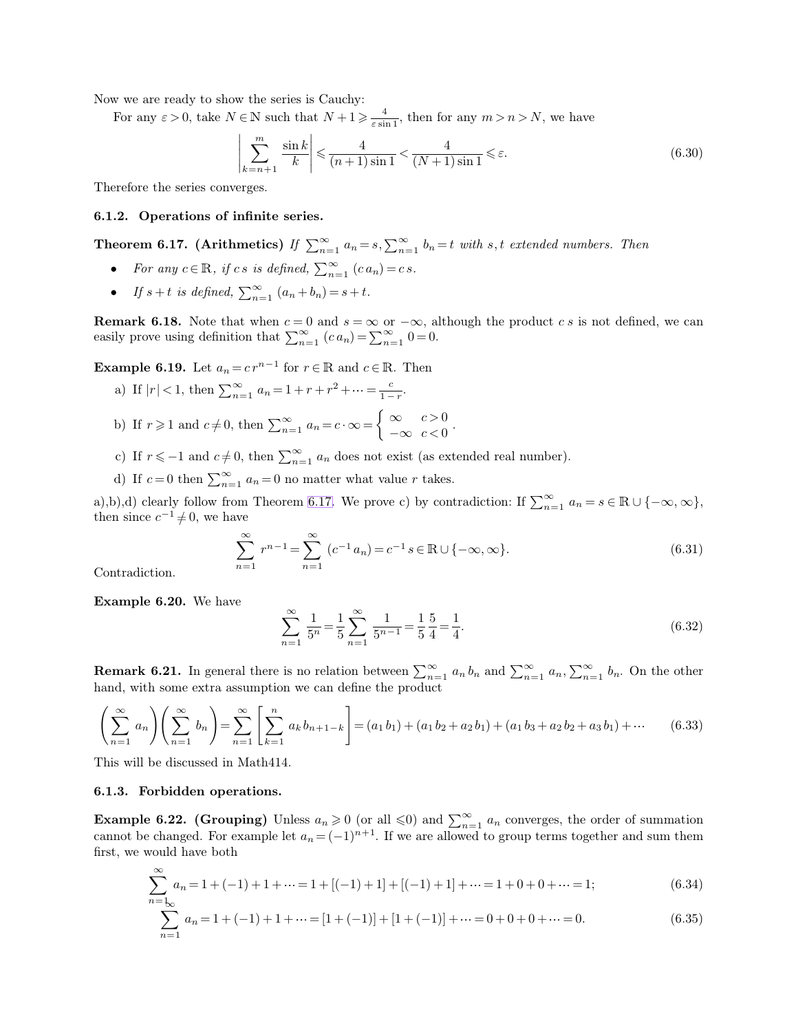Now we are ready to show the series is Cauchy:

For any $\varepsilon > 0$, take $N \in \mathbb{N}$ such that $N+1 \geqslant \frac{4}{\varepsilon \sin 1}$, then for any $m > n > N$, we have

$$\left| \sum_{k=n+1}^{m} \frac{\sin k}{k} \right| \leqslant \frac{4}{(n+1)\sin 1} < \frac{4}{(N+1)\sin 1} \leqslant \varepsilon. \tag{6.30}$$

Therefore the series converges.

### 6.1.2. Operations of infinite series.

**Theorem 6.17. (Arithmetics)** *If $\sum_{n=1}^{\infty} a_n = s, \sum_{n=1}^{\infty} b_n = t$ with $s, t$ extended numbers. Then*

- *For any $c \in \mathbb{R}$, if $c\,s$ is defined, $\sum_{n=1}^{\infty} (c\,a_n) = c\,s$.*
- *If $s + t$ is defined, $\sum_{n=1}^{\infty} (a_n + b_n) = s + t$.*

**Remark 6.18.** Note that when $c = 0$ and $s = \infty$ or $-\infty$, although the product $c\,s$ is not defined, we can easily prove using definition that $\sum_{n=1}^{\infty} (c\,a_n) = \sum_{n=1}^{\infty} 0 = 0$.

**Example 6.19.** Let $a_n = c\,r^{n-1}$ for $r \in \mathbb{R}$ and $c \in \mathbb{R}$. Then

a) If $|r| < 1$, then $\sum_{n=1}^{\infty} a_n = 1 + r + r^2 + \cdots = \frac{c}{1-r}$.

b) If $r \geqslant 1$ and $c \neq 0$, then $\sum_{n=1}^{\infty} a_n = c \cdot \infty = \begin{cases} \infty & c > 0 \\ -\infty & c < 0 \end{cases}$.

c) If $r \leqslant -1$ and $c \neq 0$, then $\sum_{n=1}^{\infty} a_n$ does not exist (as extended real number).

d) If $c = 0$ then $\sum_{n=1}^{\infty} a_n = 0$ no matter what value $r$ takes.

a),b),d) clearly follow from Theorem 6.17. We prove c) by contradiction: If $\sum_{n=1}^{\infty} a_n = s \in \mathbb{R} \cup \{-\infty, \infty\}$, then since $c^{-1} \neq 0$, we have

$$\sum_{n=1}^{\infty} r^{n-1} = \sum_{n=1}^{\infty} (c^{-1} a_n) = c^{-1} s \in \mathbb{R} \cup \{-\infty, \infty\}. \tag{6.31}$$

Contradiction.

**Example 6.20.** We have

$$\sum_{n=1}^{\infty} \frac{1}{5^n} = \frac{1}{5} \sum_{n=1}^{\infty} \frac{1}{5^{n-1}} = \frac{1}{5} \frac{5}{4} = \frac{1}{4}. \tag{6.32}$$

**Remark 6.21.** In general there is no relation between $\sum_{n=1}^{\infty} a_n b_n$ and $\sum_{n=1}^{\infty} a_n, \sum_{n=1}^{\infty} b_n$. On the other hand, with some extra assumption we can define the product

$$\left( \sum_{n=1}^{\infty} a_n \right) \left( \sum_{n=1}^{\infty} b_n \right) = \sum_{n=1}^{\infty} \left[ \sum_{k=1}^{n} a_k b_{n+1-k} \right] = (a_1 b_1) + (a_1 b_2 + a_2 b_1) + (a_1 b_3 + a_2 b_2 + a_3 b_1) + \cdots \tag{6.33}$$

This will be discussed in Math414.

### 6.1.3. Forbidden operations.

**Example 6.22. (Grouping)** Unless $a_n \geqslant 0$ (or all $\leqslant 0$) and $\sum_{n=1}^{\infty} a_n$ converges, the order of summation cannot be changed. For example let $a_n = (-1)^{n+1}$. If we are allowed to group terms together and sum them first, we would have both

$$\sum_{n=1}^{\infty} a_n = 1 + (-1) + 1 + \cdots = 1 + [(-1) + 1] + [(-1) + 1] + \cdots = 1 + 0 + 0 + \cdots = 1; \tag{6.34}$$

$$\sum_{n=1}^{\infty} a_n = 1 + (-1) + 1 + \cdots = [1 + (-1)] + [1 + (-1)] + \cdots = 0 + 0 + 0 + \cdots = 0. \tag{6.35}$$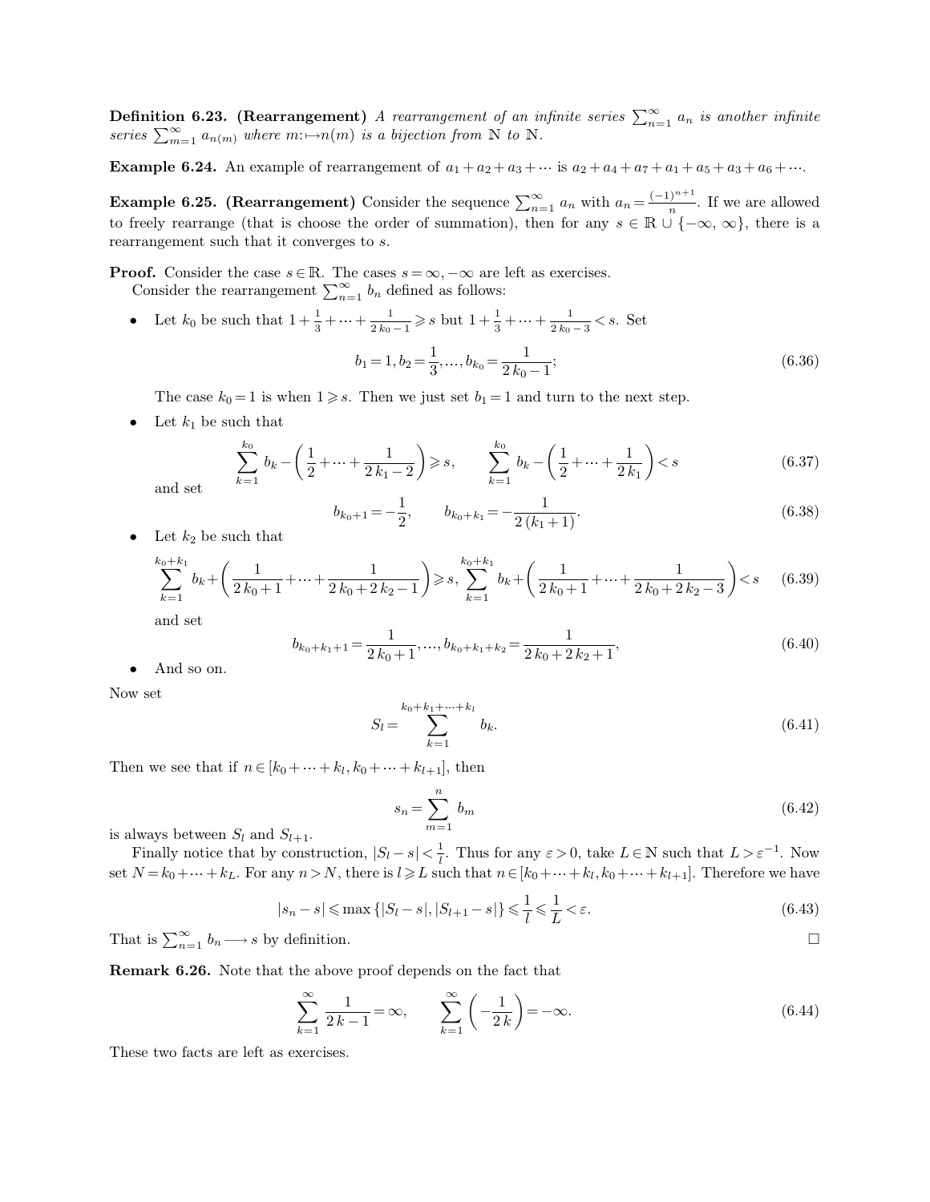**Definition 6.23. (Rearrangement)** *A rearrangement of an infinite series $\sum_{n=1}^{\infty} a_n$ is another infinite series $\sum_{m=1}^{\infty} a_{n(m)}$ where $m: \mapsto n(m)$ is a bijection from $\mathbb{N}$ to $\mathbb{N}$.*

**Example 6.24.** An example of rearrangement of $a_1 + a_2 + a_3 + \cdots$ is $a_2 + a_4 + a_7 + a_1 + a_5 + a_3 + a_6 + \cdots$.

**Example 6.25. (Rearrangement)** Consider the sequence $\sum_{n=1}^{\infty} a_n$ with $a_n = \frac{(-1)^{n+1}}{n}$. If we are allowed to freely rearrange (that is choose the order of summation), then for any $s \in \mathbb{R} \cup \{-\infty, \infty\}$, there is a rearrangement such that it converges to $s$.

**Proof.** Consider the case $s \in \mathbb{R}$. The cases $s = \infty, -\infty$ are left as exercises.

Consider the rearrangement $\sum_{n=1}^{\infty} b_n$ defined as follows:

- Let $k_0$ be such that $1 + \frac{1}{3} + \cdots + \frac{1}{2k_0 - 1} \geqslant s$ but $1 + \frac{1}{3} + \cdots + \frac{1}{2k_0 - 3} < s$. Set

$$b_1 = 1, b_2 = \frac{1}{3}, \ldots, b_{k_0} = \frac{1}{2k_0 - 1}; \tag{6.36}$$

  The case $k_0 = 1$ is when $1 \geqslant s$. Then we just set $b_1 = 1$ and turn to the next step.

- Let $k_1$ be such that

$$\sum_{k=1}^{k_0} b_k - \left( \frac{1}{2} + \cdots + \frac{1}{2k_1 - 2} \right) \geqslant s, \qquad \sum_{k=1}^{k_0} b_k - \left( \frac{1}{2} + \cdots + \frac{1}{2k_1} \right) < s \tag{6.37}$$

  and set

$$b_{k_0+1} = -\frac{1}{2}, \qquad b_{k_0+k_1} = -\frac{1}{2(k_1+1)}. \tag{6.38}$$

- Let $k_2$ be such that

$$\sum_{k=1}^{k_0+k_1} b_k + \left( \frac{1}{2k_0+1} + \cdots + \frac{1}{2k_0 + 2k_2 - 1} \right) \geqslant s, \sum_{k=1}^{k_0+k_1} b_k + \left( \frac{1}{2k_0+1} + \cdots + \frac{1}{2k_0 + 2k_2 - 3} \right) < s \tag{6.39}$$

  and set

$$b_{k_0+k_1+1} = \frac{1}{2k_0+1}, \ldots, b_{k_0+k_1+k_2} = \frac{1}{2k_0 + 2k_2 + 1}, \tag{6.40}$$

- And so on.

Now set

$$S_l = \sum_{k=1}^{k_0+k_1+\cdots+k_l} b_k. \tag{6.41}$$

Then we see that if $n \in [k_0 + \cdots + k_l, k_0 + \cdots + k_{l+1}]$, then

$$s_n = \sum_{m=1}^{n} b_m \tag{6.42}$$

is always between $S_l$ and $S_{l+1}$.

Finally notice that by construction, $|S_l - s| < \frac{1}{l}$. Thus for any $\varepsilon > 0$, take $L \in \mathbb{N}$ such that $L > \varepsilon^{-1}$. Now set $N = k_0 + \cdots + k_L$. For any $n > N$, there is $l \geqslant L$ such that $n \in [k_0 + \cdots + k_l, k_0 + \cdots + k_{l+1}]$. Therefore we have

$$|s_n - s| \leqslant \max \{|S_l - s|, |S_{l+1} - s|\} \leqslant \frac{1}{l} \leqslant \frac{1}{L} < \varepsilon. \tag{6.43}$$

That is $\sum_{n=1}^{\infty} b_n \longrightarrow s$ by definition. $\square$

**Remark 6.26.** Note that the above proof depends on the fact that

$$\sum_{k=1}^{\infty} \frac{1}{2k-1} = \infty, \qquad \sum_{k=1}^{\infty} \left( -\frac{1}{2k} \right) = -\infty. \tag{6.44}$$

These two facts are left as exercises.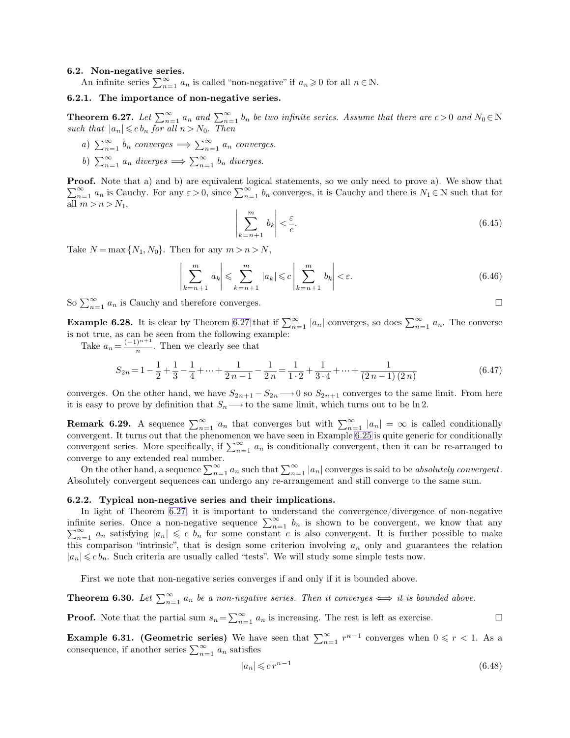### 6.2. Non-negative series.

An infinite series $\sum_{n=1}^{\infty} a_n$ is called "non-negative" if $a_n \geqslant 0$ for all $n \in \mathbb{N}$.

#### 6.2.1. The importance of non-negative series.

**Theorem 6.27.** *Let $\sum_{n=1}^{\infty} a_n$ and $\sum_{n=1}^{\infty} b_n$ be two infinite series. Assume that there are $c > 0$ and $N_0 \in \mathbb{N}$ such that $|a_n| \leqslant c\, b_n$ for all $n > N_0$. Then*

- *a) $\sum_{n=1}^{\infty} b_n$ converges $\Longrightarrow \sum_{n=1}^{\infty} a_n$ converges.*
- *b) $\sum_{n=1}^{\infty} a_n$ diverges $\Longrightarrow \sum_{n=1}^{\infty} b_n$ diverges.*

**Proof.** Note that a) and b) are equivalent logical statements, so we only need to prove a). We show that $\sum_{n=1}^{\infty} a_n$ is Cauchy. For any $\varepsilon > 0$, since $\sum_{n=1}^{\infty} b_n$ converges, it is Cauchy and there is $N_1 \in \mathbb{N}$ such that for all $m > n > N_1$,

$$\left| \sum_{k=n+1}^{m} b_k \right| < \frac{\varepsilon}{c}. \tag{6.45}$$

Take $N = \max \{N_1, N_0\}$. Then for any $m > n > N$,

$$\left| \sum_{k=n+1}^{m} a_k \right| \leqslant \sum_{k=n+1}^{m} |a_k| \leqslant c \left| \sum_{k=n+1}^{m} b_k \right| < \varepsilon. \tag{6.46}$$

So $\sum_{n=1}^{\infty} a_n$ is Cauchy and therefore converges. □

**Example 6.28.** It is clear by Theorem 6.27 that if $\sum_{n=1}^{\infty} |a_n|$ converges, so does $\sum_{n=1}^{\infty} a_n$. The converse is not true, as can be seen from the following example:

Take $a_n = \frac{(-1)^{n+1}}{n}$. Then we clearly see that

$$S_{2n} = 1 - \frac{1}{2} + \frac{1}{3} - \frac{1}{4} + \cdots + \frac{1}{2n-1} - \frac{1}{2n} = \frac{1}{1 \cdot 2} + \frac{1}{3 \cdot 4} + \cdots + \frac{1}{(2n-1)(2n)} \tag{6.47}$$

converges. On the other hand, we have $S_{2n+1} - S_{2n} \longrightarrow 0$ so $S_{2n+1}$ converges to the same limit. From here it is easy to prove by definition that $S_n \longrightarrow$ to the same limit, which turns out to be $\ln 2$.

**Remark 6.29.** A sequence $\sum_{n=1}^{\infty} a_n$ that converges but with $\sum_{n=1}^{\infty} |a_n| = \infty$ is called conditionally convergent. It turns out that the phenomenon we have seen in Example 6.25 is quite generic for conditionally convergent series. More specifically, if $\sum_{n=1}^{\infty} a_n$ is conditionally convergent, then it can be re-arranged to converge to any extended real number.

On the other hand, a sequence $\sum_{n=1}^{\infty} a_n$ such that $\sum_{n=1}^{\infty} |a_n|$ converges is said to be *absolutely convergent*. Absolutely convergent sequences can undergo any re-arrangement and still converge to the same sum.

#### 6.2.2. Typical non-negative series and their implications.

In light of Theorem 6.27, it is important to understand the convergence/divergence of non-negative infinite series. Once a non-negative sequence $\sum_{n=1}^{\infty} b_n$ is shown to be convergent, we know that any $\sum_{n=1}^{\infty} a_n$ satisfying $|a_n| \leqslant c\, b_n$ for some constant $c$ is also convergent. It is further possible to make this comparison "intrinsic", that is design some criterion involving $a_n$ only and guarantees the relation $|a_n| \leqslant c\, b_n$. Such criteria are usually called "tests". We will study some simple tests now.

First we note that non-negative series converges if and only if it is bounded above.

**Theorem 6.30.** *Let $\sum_{n=1}^{\infty} a_n$ be a non-negative series. Then it converges $\Longleftrightarrow$ it is bounded above.*

**Proof.** Note that the partial sum $s_n = \sum_{n=1}^{\infty} a_n$ is increasing. The rest is left as exercise. □

**Example 6.31. (Geometric series)** We have seen that $\sum_{n=1}^{\infty} r^{n-1}$ converges when $0 \leqslant r < 1$. As a consequence, if another series $\sum_{n=1}^{\infty} a_n$ satisfies

$$|a_n| \leqslant c\, r^{n-1} \tag{6.48}$$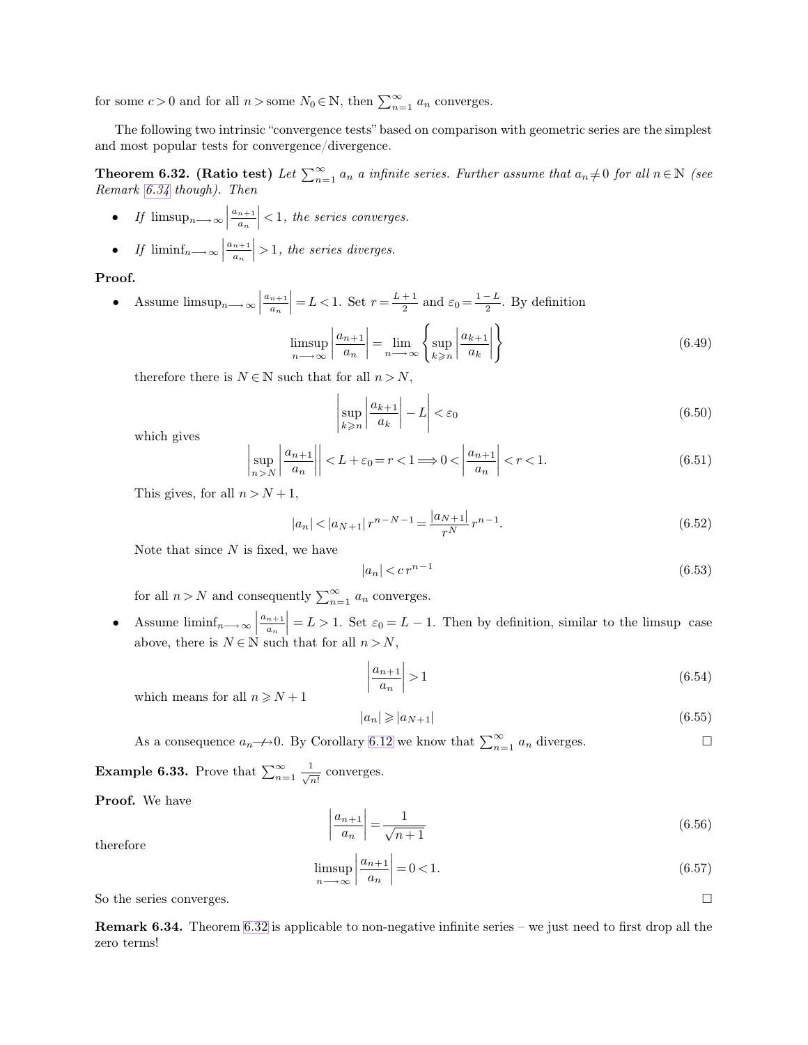for some $c > 0$ and for all $n >$ some $N_0 \in \mathbb{N}$, then $\sum_{n=1}^{\infty} a_n$ converges.

The following two intrinsic "convergence tests" based on comparison with geometric series are the simplest and most popular tests for convergence/divergence.

**Theorem 6.32. (Ratio test)** *Let $\sum_{n=1}^{\infty} a_n$ a infinite series. Further assume that $a_n \neq 0$ for all $n \in \mathbb{N}$ (see Remark 6.34 though). Then*

- *If $\limsup_{n \longrightarrow \infty} \left| \frac{a_{n+1}}{a_n} \right| < 1$, the series converges.*
- *If $\liminf_{n \longrightarrow \infty} \left| \frac{a_{n+1}}{a_n} \right| > 1$, the series diverges.*

**Proof.**

- Assume $\limsup_{n \longrightarrow \infty} \left| \frac{a_{n+1}}{a_n} \right| = L < 1$. Set $r = \frac{L+1}{2}$ and $\varepsilon_0 = \frac{1-L}{2}$. By definition

$$\limsup_{n \longrightarrow \infty} \left| \frac{a_{n+1}}{a_n} \right| = \lim_{n \longrightarrow \infty} \left\{ \sup_{k \geqslant n} \left| \frac{a_{k+1}}{a_k} \right| \right\} \tag{6.49}$$

therefore there is $N \in \mathbb{N}$ such that for all $n > N$,

$$\left| \sup_{k \geqslant n} \left| \frac{a_{k+1}}{a_k} \right| - L \right| < \varepsilon_0 \tag{6.50}$$

which gives

$$\left| \sup_{n > N} \left| \frac{a_{n+1}}{a_n} \right| \right| < L + \varepsilon_0 = r < 1 \Longrightarrow 0 < \left| \frac{a_{n+1}}{a_n} \right| < r < 1. \tag{6.51}$$

This gives, for all $n > N+1$,

$$|a_n| < |a_{N+1}| \, r^{n-N-1} = \frac{|a_{N+1}|}{r^N} \, r^{n-1}. \tag{6.52}$$

Note that since $N$ is fixed, we have

$$|a_n| < c \, r^{n-1} \tag{6.53}$$

for all $n > N$ and consequently $\sum_{n=1}^{\infty} a_n$ converges.

- Assume $\liminf_{n \longrightarrow \infty} \left| \frac{a_{n+1}}{a_n} \right| = L > 1$. Set $\varepsilon_0 = L - 1$. Then by definition, similar to the limsup case above, there is $N \in \mathbb{N}$ such that for all $n > N$,

$$\left| \frac{a_{n+1}}{a_n} \right| > 1 \tag{6.54}$$

which means for all $n \geqslant N+1$

$$|a_n| \geqslant |a_{N+1}| \tag{6.55}$$

As a consequence $a_n \not\longrightarrow 0$. By Corollary 6.12 we know that $\sum_{n=1}^{\infty} a_n$ diverges. □

**Example 6.33.** Prove that $\sum_{n=1}^{\infty} \frac{1}{\sqrt{n!}}$ converges.

**Proof.** We have

$$\left| \frac{a_{n+1}}{a_n} \right| = \frac{1}{\sqrt{n+1}} \tag{6.56}$$

therefore

$$\limsup_{n \longrightarrow \infty} \left| \frac{a_{n+1}}{a_n} \right| = 0 < 1. \tag{6.57}$$

So the series converges. □

**Remark 6.34.** Theorem 6.32 is applicable to non-negative infinite series – we just need to first drop all the zero terms!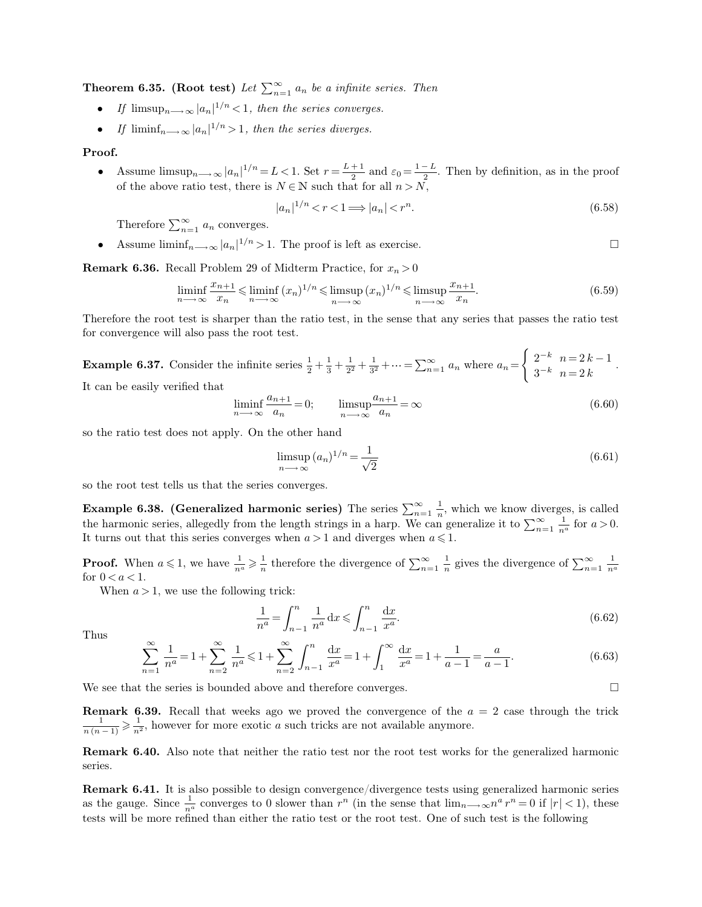**Theorem 6.35. (Root test)** *Let $\sum_{n=1}^{\infty} a_n$ be a infinite series. Then*

- *If $\limsup_{n\longrightarrow\infty} |a_n|^{1/n} < 1$, then the series converges.*
- *If $\liminf_{n\longrightarrow\infty} |a_n|^{1/n} > 1$, then the series diverges.*

**Proof.**

- Assume $\limsup_{n\longrightarrow\infty} |a_n|^{1/n} = L < 1$. Set $r = \frac{L+1}{2}$ and $\varepsilon_0 = \frac{1-L}{2}$. Then by definition, as in the proof of the above ratio test, there is $N \in \mathbb{N}$ such that for all $n > N$,

$$|a_n|^{1/n} < r < 1 \Longrightarrow |a_n| < r^n. \tag{6.58}$$

Therefore $\sum_{n=1}^{\infty} a_n$ converges.

- Assume $\liminf_{n\longrightarrow\infty} |a_n|^{1/n} > 1$. The proof is left as exercise. □

**Remark 6.36.** Recall Problem 29 of Midterm Practice, for $x_n > 0$

$$\liminf_{n\longrightarrow\infty} \frac{x_{n+1}}{x_n} \leqslant \liminf_{n\longrightarrow\infty} (x_n)^{1/n} \leqslant \limsup_{n\longrightarrow\infty} (x_n)^{1/n} \leqslant \limsup_{n\longrightarrow\infty} \frac{x_{n+1}}{x_n}. \tag{6.59}$$

Therefore the root test is sharper than the ratio test, in the sense that any series that passes the ratio test for convergence will also pass the root test.

**Example 6.37.** Consider the infinite series $\frac{1}{2} + \frac{1}{3} + \frac{1}{2^2} + \frac{1}{3^2} + \cdots = \sum_{n=1}^{\infty} a_n$ where $a_n = \begin{cases} 2^{-k} & n = 2k-1 \\ 3^{-k} & n = 2k \end{cases}$. It can be easily verified that

$$\liminf_{n\longrightarrow\infty} \frac{a_{n+1}}{a_n} = 0; \qquad \limsup_{n\longrightarrow\infty} \frac{a_{n+1}}{a_n} = \infty \tag{6.60}$$

so the ratio test does not apply. On the other hand

$$\limsup_{n\longrightarrow\infty} (a_n)^{1/n} = \frac{1}{\sqrt{2}} \tag{6.61}$$

so the root test tells us that the series converges.

**Example 6.38. (Generalized harmonic series)** The series $\sum_{n=1}^{\infty} \frac{1}{n}$, which we know diverges, is called the harmonic series, allegedly from the length strings in a harp. We can generalize it to $\sum_{n=1}^{\infty} \frac{1}{n^a}$ for $a > 0$. It turns out that this series converges when $a > 1$ and diverges when $a \leqslant 1$.

**Proof.** When $a \leqslant 1$, we have $\frac{1}{n^a} \geqslant \frac{1}{n}$ therefore the divergence of $\sum_{n=1}^{\infty} \frac{1}{n}$ gives the divergence of $\sum_{n=1}^{\infty} \frac{1}{n^a}$ for $0 < a < 1$.

When $a > 1$, we use the following trick:

$$\frac{1}{n^a} = \int_{n-1}^{n} \frac{1}{n^a} \mathrm{d}x \leqslant \int_{n-1}^{n} \frac{\mathrm{d}x}{x^a}. \tag{6.62}$$

Thus

$$\sum_{n=1}^{\infty} \frac{1}{n^a} = 1 + \sum_{n=2}^{\infty} \frac{1}{n^a} \leqslant 1 + \sum_{n=2}^{\infty} \int_{n-1}^{n} \frac{\mathrm{d}x}{x^a} = 1 + \int_{1}^{\infty} \frac{\mathrm{d}x}{x^a} = 1 + \frac{1}{a-1} = \frac{a}{a-1}. \tag{6.63}$$

We see that the series is bounded above and therefore converges. □

**Remark 6.39.** Recall that weeks ago we proved the convergence of the $a = 2$ case through the trick $\frac{1}{n(n-1)} \geqslant \frac{1}{n^2}$, however for more exotic $a$ such tricks are not available anymore.

**Remark 6.40.** Also note that neither the ratio test nor the root test works for the generalized harmonic series.

**Remark 6.41.** It is also possible to design convergence/divergence tests using generalized harmonic series as the gauge. Since $\frac{1}{n^a}$ converges to 0 slower than $r^n$ (in the sense that $\lim_{n\longrightarrow\infty} n^a r^n = 0$ if $|r| < 1$), these tests will be more refined than either the ratio test or the root test. One of such test is the following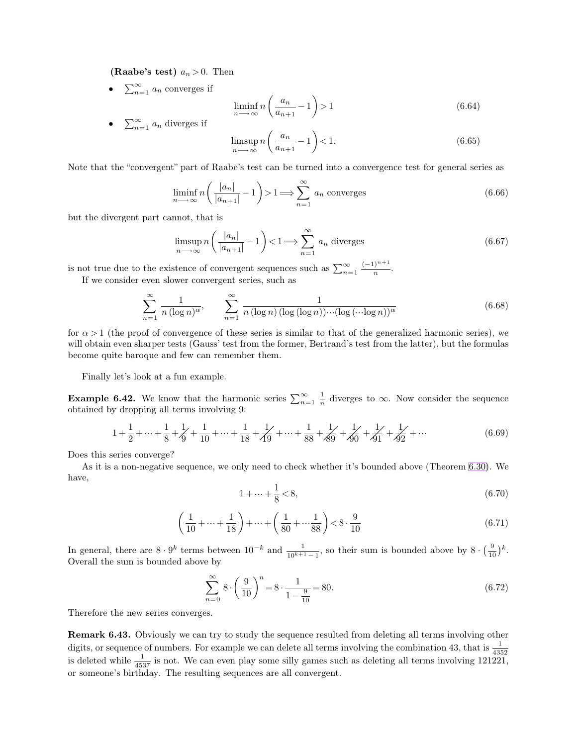**(Raabe's test)** $a_n > 0$. Then

- $\sum_{n=1}^{\infty} a_n$ converges if

$$\liminf_{n \longrightarrow \infty} n \left( \frac{a_n}{a_{n+1}} - 1 \right) > 1 \tag{6.64}$$

- $\sum_{n=1}^{\infty} a_n$ diverges if

$$\limsup_{n \longrightarrow \infty} n \left( \frac{a_n}{a_{n+1}} - 1 \right) < 1. \tag{6.65}$$

Note that the "convergent" part of Raabe's test can be turned into a convergence test for general series as

$$\liminf_{n \longrightarrow \infty} n \left( \frac{|a_n|}{|a_{n+1}|} - 1 \right) > 1 \Longrightarrow \sum_{n=1}^{\infty} a_n \text{ converges} \tag{6.66}$$

but the divergent part cannot, that is

$$\limsup_{n \longrightarrow \infty} n \left( \frac{|a_n|}{|a_{n+1}|} - 1 \right) < 1 \Longrightarrow \sum_{n=1}^{\infty} a_n \text{ diverges} \tag{6.67}$$

is not true due to the existence of convergent sequences such as $\sum_{n=1}^{\infty} \frac{(-1)^{n+1}}{n}$.

If we consider even slower convergent series, such as

$$\sum_{n=1}^{\infty} \frac{1}{n (\log n)^{\alpha}}, \qquad \sum_{n=1}^{\infty} \frac{1}{n (\log n) (\log (\log n)) \cdots (\log (\cdots \log n))^{\alpha}} \tag{6.68}$$

for $\alpha > 1$ (the proof of convergence of these series is similar to that of the generalized harmonic series), we will obtain even sharper tests (Gauss' test from the former, Bertrand's test from the latter), but the formulas become quite baroque and few can remember them.

Finally let's look at a fun example.

**Example 6.42.** We know that the harmonic series $\sum_{n=1}^{\infty} \frac{1}{n}$ diverges to $\infty$. Now consider the sequence obtained by dropping all terms involving 9:

$$1 + \frac{1}{2} + \cdots + \frac{1}{8} + \cancel{\frac{1}{9}} + \frac{1}{10} + \cdots + \frac{1}{18} + \cancel{\frac{1}{19}} + \cdots + \frac{1}{88} + \cancel{\frac{1}{89}} + \cancel{\frac{1}{90}} + \cancel{\frac{1}{91}} + \cancel{\frac{1}{92}} + \cdots \tag{6.69}$$

Does this series converge?

As it is a non-negative sequence, we only need to check whether it's bounded above (Theorem 6.30). We have,

$$1 + \cdots + \frac{1}{8} < 8, \tag{6.70}$$

$$\left( \frac{1}{10} + \cdots + \frac{1}{18} \right) + \cdots + \left( \frac{1}{80} + \cdots \frac{1}{88} \right) < 8 \cdot \frac{9}{10} \tag{6.71}$$

In general, there are $8 \cdot 9^k$ terms between $10^{-k}$ and $\frac{1}{10^{k+1} - 1}$, so their sum is bounded above by $8 \cdot \left(\frac{9}{10}\right)^k$. Overall the sum is bounded above by

$$\sum_{n=0}^{\infty} 8 \cdot \left( \frac{9}{10} \right)^n = 8 \cdot \frac{1}{1 - \frac{9}{10}} = 80. \tag{6.72}$$

Therefore the new series converges.

**Remark 6.43.** Obviously we can try to study the sequence resulted from deleting all terms involving other digits, or sequence of numbers. For example we can delete all terms involving the combination 43, that is $\frac{1}{4352}$ is deleted while $\frac{1}{4537}$ is not. We can even play some silly games such as deleting all terms involving 121221, or someone's birthday. The resulting sequences are all convergent.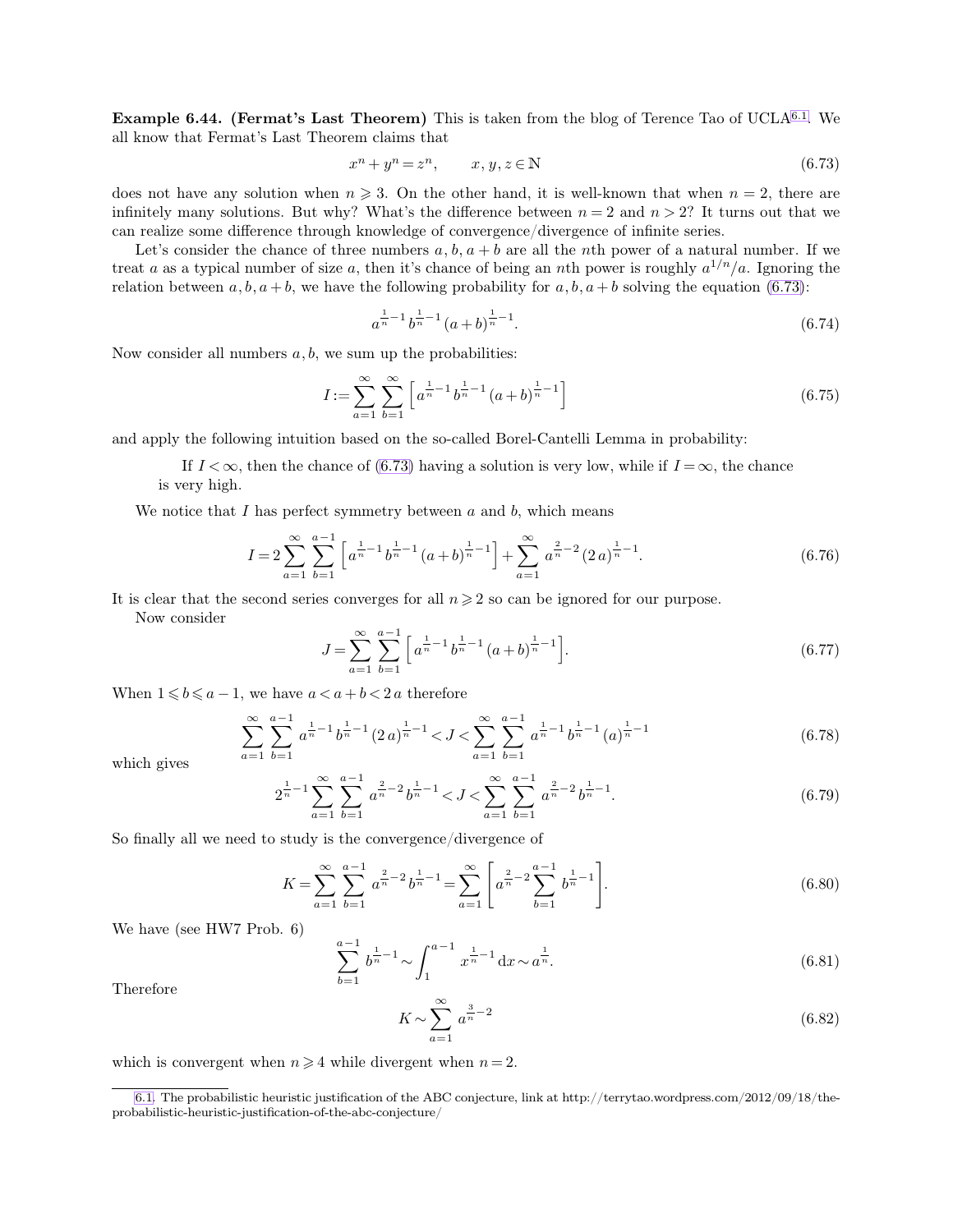**Example 6.44. (Fermat's Last Theorem)** This is taken from the blog of Terence Tao of UCLA[6.1]. We all know that Fermat's Last Theorem claims that

$$x^n + y^n = z^n, \qquad x, y, z \in \mathbb{N} \tag{6.73}$$

does not have any solution when $n \geqslant 3$. On the other hand, it is well-known that when $n = 2$, there are infinitely many solutions. But why? What's the difference between $n = 2$ and $n > 2$? It turns out that we can realize some difference through knowledge of convergence/divergence of infinite series.

Let's consider the chance of three numbers $a, b, a+b$ are all the $n$th power of a natural number. If we treat $a$ as a typical number of size $a$, then it's chance of being an $n$th power is roughly $a^{1/n}/a$. Ignoring the relation between $a, b, a+b$, we have the following probability for $a, b, a+b$ solving the equation (6.73):

$$a^{\frac{1}{n}-1}\, b^{\frac{1}{n}-1}\, (a+b)^{\frac{1}{n}-1}. \tag{6.74}$$

Now consider all numbers $a, b$, we sum up the probabilities:

$$I := \sum_{a=1}^{\infty} \sum_{b=1}^{\infty} \left[ a^{\frac{1}{n}-1}\, b^{\frac{1}{n}-1}\, (a+b)^{\frac{1}{n}-1} \right] \tag{6.75}$$

and apply the following intuition based on the so-called Borel-Cantelli Lemma in probability:

> If $I < \infty$, then the chance of (6.73) having a solution is very low, while if $I = \infty$, the chance is very high.

We notice that $I$ has perfect symmetry between $a$ and $b$, which means

$$I = 2 \sum_{a=1}^{\infty} \sum_{b=1}^{a-1} \left[ a^{\frac{1}{n}-1}\, b^{\frac{1}{n}-1}\, (a+b)^{\frac{1}{n}-1} \right] + \sum_{a=1}^{\infty} a^{\frac{2}{n}-2}\, (2\,a)^{\frac{1}{n}-1}. \tag{6.76}$$

It is clear that the second series converges for all $n \geqslant 2$ so can be ignored for our purpose.

Now consider

$$J = \sum_{a=1}^{\infty} \sum_{b=1}^{a-1} \left[ a^{\frac{1}{n}-1}\, b^{\frac{1}{n}-1}\, (a+b)^{\frac{1}{n}-1} \right]. \tag{6.77}$$

When $1 \leqslant b \leqslant a-1$, we have $a < a+b < 2\,a$ therefore

$$\sum_{a=1}^{\infty} \sum_{b=1}^{a-1} a^{\frac{1}{n}-1}\, b^{\frac{1}{n}-1}\, (2\,a)^{\frac{1}{n}-1} < J < \sum_{a=1}^{\infty} \sum_{b=1}^{a-1} a^{\frac{1}{n}-1}\, b^{\frac{1}{n}-1}\, (a)^{\frac{1}{n}-1} \tag{6.78}$$

which gives

$$2^{\frac{1}{n}-1} \sum_{a=1}^{\infty} \sum_{b=1}^{a-1} a^{\frac{2}{n}-2}\, b^{\frac{1}{n}-1} < J < \sum_{a=1}^{\infty} \sum_{b=1}^{a-1} a^{\frac{2}{n}-2}\, b^{\frac{1}{n}-1}. \tag{6.79}$$

So finally all we need to study is the convergence/divergence of

$$K = \sum_{a=1}^{\infty} \sum_{b=1}^{a-1} a^{\frac{2}{n}-2}\, b^{\frac{1}{n}-1} = \sum_{a=1}^{\infty} \left[ a^{\frac{2}{n}-2} \sum_{b=1}^{a-1} b^{\frac{1}{n}-1} \right]. \tag{6.80}$$

We have (see HW7 Prob. 6)

$$\sum_{b=1}^{a-1} b^{\frac{1}{n}-1} \sim \int_1^{a-1} x^{\frac{1}{n}-1}\, \mathrm{d}x \sim a^{\frac{1}{n}}. \tag{6.81}$$

Therefore

$$K \sim \sum_{a=1}^{\infty} a^{\frac{3}{n}-2} \tag{6.82}$$

which is convergent when $n \geqslant 4$ while divergent when $n = 2$.

---

[6.1] The probabilistic heuristic justification of the ABC conjecture, link at http://terrytao.wordpress.com/2012/09/18/the-probabilistic-heuristic-justification-of-the-abc-conjecture/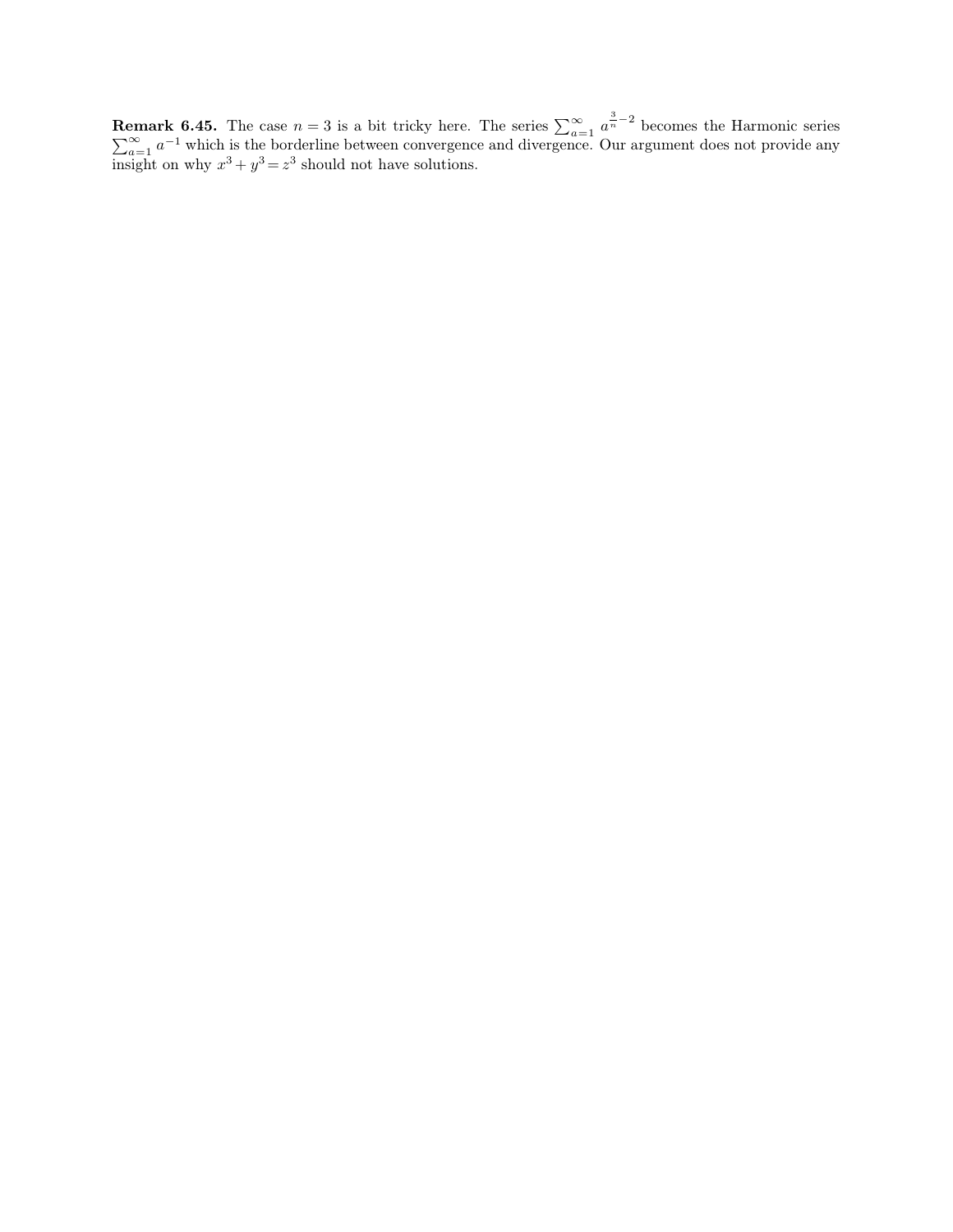**Remark 6.45.** The case $n = 3$ is a bit tricky here. The series $\sum_{a=1}^{\infty} a^{\frac{3}{n}-2}$ becomes the Harmonic series $\sum_{a=1}^{\infty} a^{-1}$ which is the borderline between convergence and divergence. Our argument does not provide any insight on why $x^3 + y^3 = z^3$ should not have solutions.